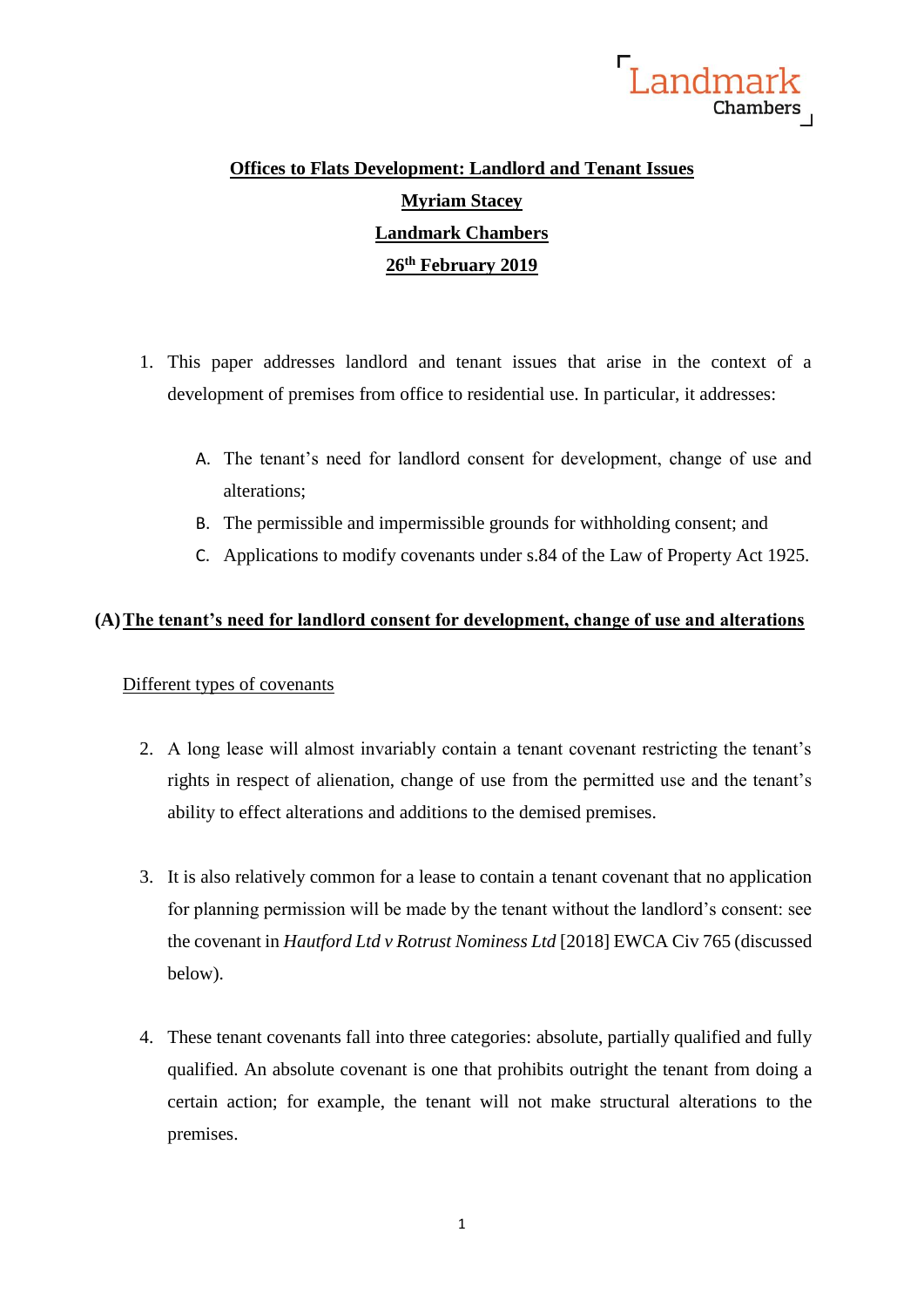Landmark Chambers

# Offices to Flats Development: Landlord and Tenant Issues

**Myriam Stacey**

**Landmark Chambers**

**26th February 2019**

1. This paper addresses landlord and tenant issues that arise in the context of a development of premises from office to residential use. In particular, it addresses:

   A. The tenant's need for landlord consent for development, change of use and alterations;

   B. The permissible and impermissible grounds for withholding consent; and

   C. Applications to modify covenants under s.84 of the Law of Property Act 1925.

## (A) The tenant's need for landlord consent for development, change of use and alterations

### Different types of covenants

2. A long lease will almost invariably contain a tenant covenant restricting the tenant's rights in respect of alienation, change of use from the permitted use and the tenant's ability to effect alterations and additions to the demised premises.

3. It is also relatively common for a lease to contain a tenant covenant that no application for planning permission will be made by the tenant without the landlord's consent: see the covenant in *Hautford Ltd v Rotrust Nominess Ltd* [2018] EWCA Civ 765 (discussed below).

4. These tenant covenants fall into three categories: absolute, partially qualified and fully qualified. An absolute covenant is one that prohibits outright the tenant from doing a certain action; for example, the tenant will not make structural alterations to the premises.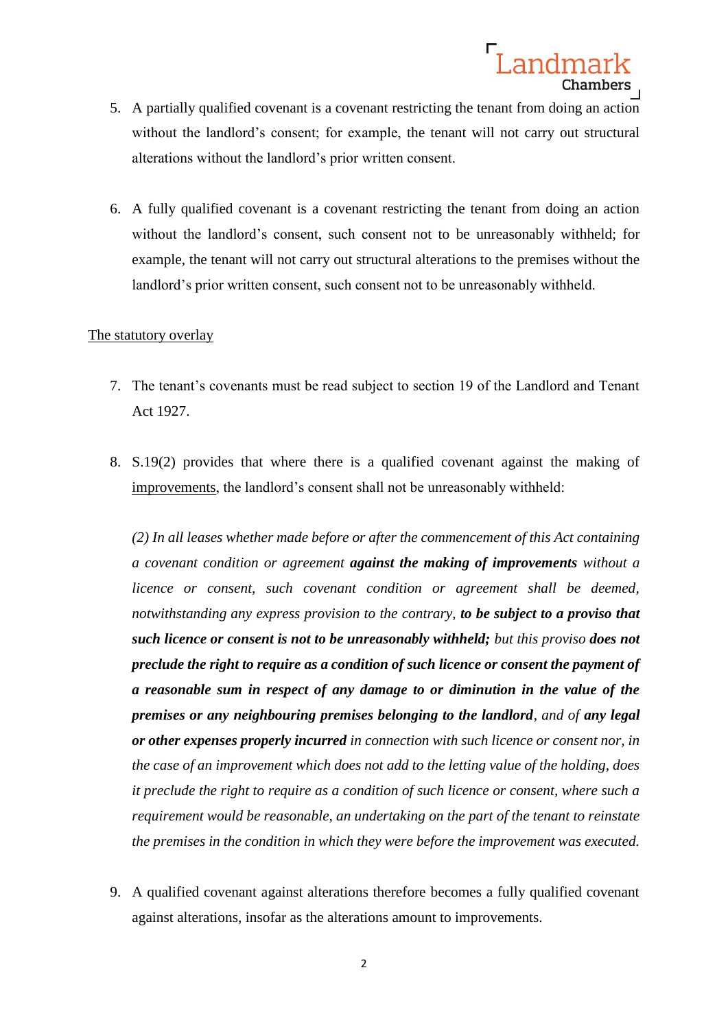5. A partially qualified covenant is a covenant restricting the tenant from doing an action without the landlord's consent; for example, the tenant will not carry out structural alterations without the landlord's prior written consent.

6. A fully qualified covenant is a covenant restricting the tenant from doing an action without the landlord's consent, such consent not to be unreasonably withheld; for example, the tenant will not carry out structural alterations to the premises without the landlord's prior written consent, such consent not to be unreasonably withheld.

<u>The statutory overlay</u>

7. The tenant's covenants must be read subject to section 19 of the Landlord and Tenant Act 1927.

8. S.19(2) provides that where there is a qualified covenant against the making of <u>improvements</u>, the landlord's consent shall not be unreasonably withheld:

   *(2) In all leases whether made before or after the commencement of this Act containing a covenant condition or agreement* ***against the making of improvements*** *without a licence or consent, such covenant condition or agreement shall be deemed, notwithstanding any express provision to the contrary,* ***to be subject to a proviso that such licence or consent is not to be unreasonably withheld;*** *but this proviso* ***does not preclude the right to require as a condition of such licence or consent the payment of a reasonable sum in respect of any damage to or diminution in the value of the premises or any neighbouring premises belonging to the landlord****, and of* ***any legal or other expenses properly incurred*** *in connection with such licence or consent nor, in the case of an improvement which does not add to the letting value of the holding, does it preclude the right to require as a condition of such licence or consent, where such a requirement would be reasonable, an undertaking on the part of the tenant to reinstate the premises in the condition in which they were before the improvement was executed.*

9. A qualified covenant against alterations therefore becomes a fully qualified covenant against alterations, insofar as the alterations amount to improvements.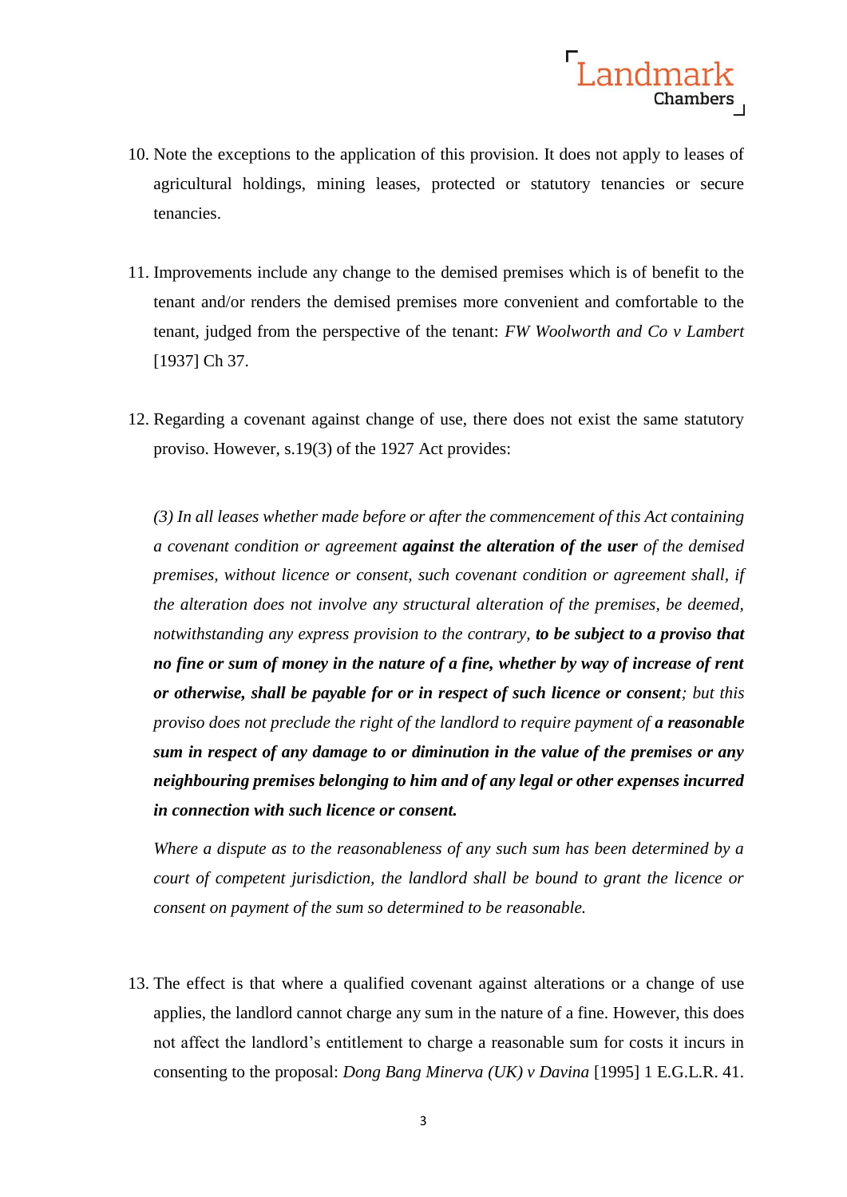10. Note the exceptions to the application of this provision. It does not apply to leases of agricultural holdings, mining leases, protected or statutory tenancies or secure tenancies.

11. Improvements include any change to the demised premises which is of benefit to the tenant and/or renders the demised premises more convenient and comfortable to the tenant, judged from the perspective of the tenant: *FW Woolworth and Co v Lambert* [1937] Ch 37.

12. Regarding a covenant against change of use, there does not exist the same statutory proviso. However, s.19(3) of the 1927 Act provides:

    *(3) In all leases whether made before or after the commencement of this Act containing a covenant condition or agreement* ***against the alteration of the user*** *of the demised premises, without licence or consent, such covenant condition or agreement shall, if the alteration does not involve any structural alteration of the premises, be deemed, notwithstanding any express provision to the contrary,* ***to be subject to a proviso that no fine or sum of money in the nature of a fine, whether by way of increase of rent or otherwise, shall be payable for or in respect of such licence or consent****; but this proviso does not preclude the right of the landlord to require payment of* ***a reasonable sum in respect of any damage to or diminution in the value of the premises or any neighbouring premises belonging to him and of any legal or other expenses incurred in connection with such licence or consent.***

    *Where a dispute as to the reasonableness of any such sum has been determined by a court of competent jurisdiction, the landlord shall be bound to grant the licence or consent on payment of the sum so determined to be reasonable.*

13. The effect is that where a qualified covenant against alterations or a change of use applies, the landlord cannot charge any sum in the nature of a fine. However, this does not affect the landlord's entitlement to charge a reasonable sum for costs it incurs in consenting to the proposal: *Dong Bang Minerva (UK) v Davina* [1995] 1 E.G.L.R. 41.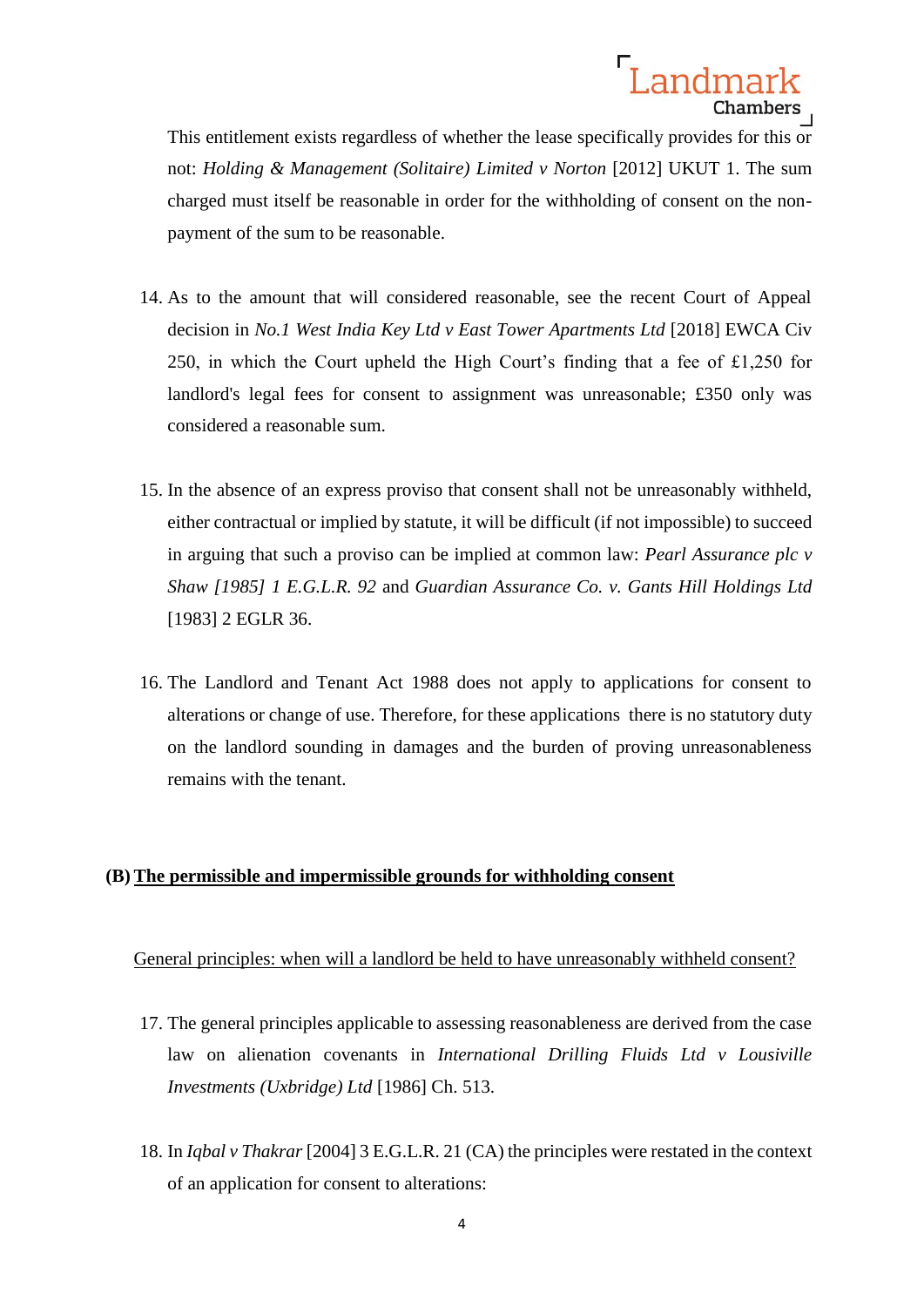This entitlement exists regardless of whether the lease specifically provides for this or not: *Holding & Management (Solitaire) Limited v Norton* [2012] UKUT 1. The sum charged must itself be reasonable in order for the withholding of consent on the non-payment of the sum to be reasonable.

14. As to the amount that will considered reasonable, see the recent Court of Appeal decision in *No.1 West India Key Ltd v East Tower Apartments Ltd* [2018] EWCA Civ 250, in which the Court upheld the High Court's finding that a fee of £1,250 for landlord's legal fees for consent to assignment was unreasonable; £350 only was considered a reasonable sum.

15. In the absence of an express proviso that consent shall not be unreasonably withheld, either contractual or implied by statute, it will be difficult (if not impossible) to succeed in arguing that such a proviso can be implied at common law: *Pearl Assurance plc v Shaw [1985] 1 E.G.L.R. 92* and *Guardian Assurance Co. v. Gants Hill Holdings Ltd* [1983] 2 EGLR 36.

16. The Landlord and Tenant Act 1988 does not apply to applications for consent to alterations or change of use. Therefore, for these applications there is no statutory duty on the landlord sounding in damages and the burden of proving unreasonableness remains with the tenant.

## (B) <u>The permissible and impermissible grounds for withholding consent</u>

<u>General principles: when will a landlord be held to have unreasonably withheld consent?</u>

17. The general principles applicable to assessing reasonableness are derived from the case law on alienation covenants in *International Drilling Fluids Ltd v Lousiville Investments (Uxbridge) Ltd* [1986] Ch. 513.

18. In *Iqbal v Thakrar* [2004] 3 E.G.L.R. 21 (CA) the principles were restated in the context of an application for consent to alterations: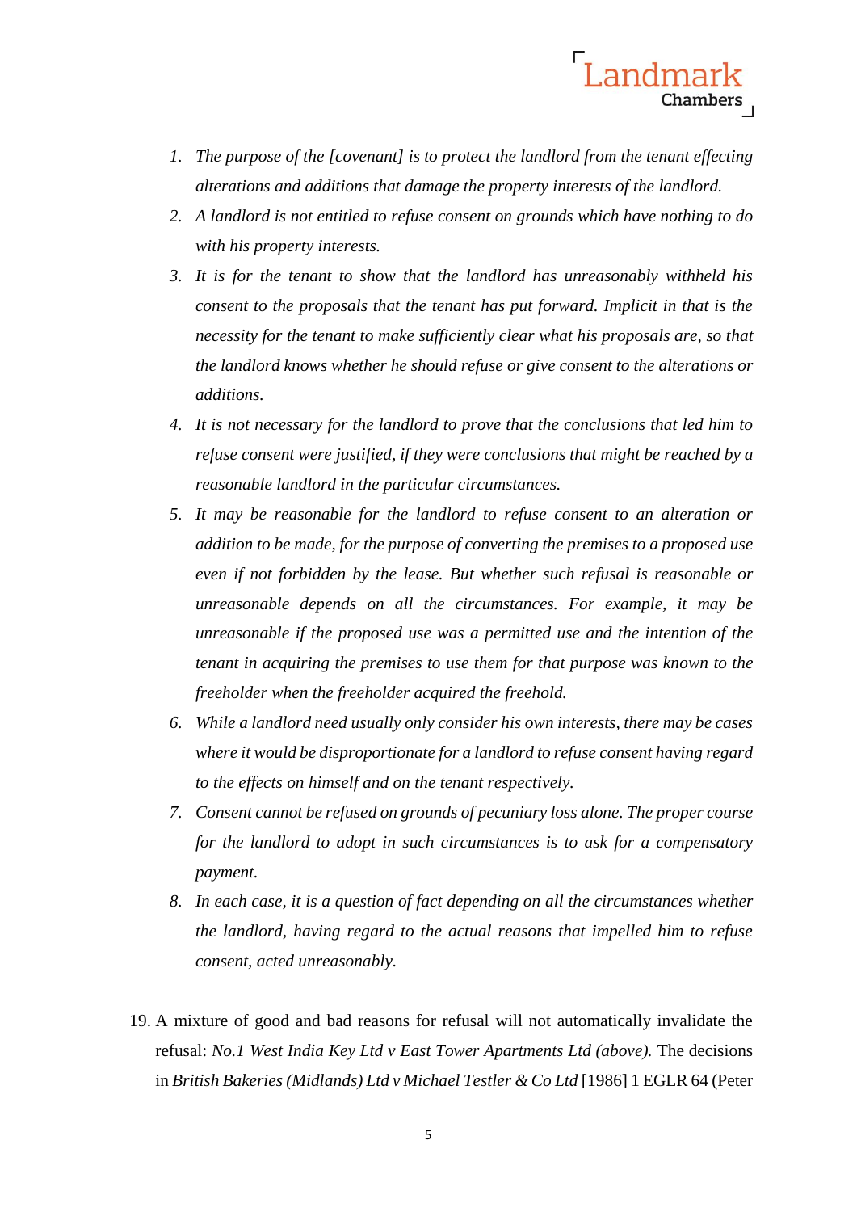1. *The purpose of the [covenant] is to protect the landlord from the tenant effecting alterations and additions that damage the property interests of the landlord.*
2. *A landlord is not entitled to refuse consent on grounds which have nothing to do with his property interests.*
3. *It is for the tenant to show that the landlord has unreasonably withheld his consent to the proposals that the tenant has put forward. Implicit in that is the necessity for the tenant to make sufficiently clear what his proposals are, so that the landlord knows whether he should refuse or give consent to the alterations or additions.*
4. *It is not necessary for the landlord to prove that the conclusions that led him to refuse consent were justified, if they were conclusions that might be reached by a reasonable landlord in the particular circumstances.*
5. *It may be reasonable for the landlord to refuse consent to an alteration or addition to be made, for the purpose of converting the premises to a proposed use even if not forbidden by the lease. But whether such refusal is reasonable or unreasonable depends on all the circumstances. For example, it may be unreasonable if the proposed use was a permitted use and the intention of the tenant in acquiring the premises to use them for that purpose was known to the freeholder when the freeholder acquired the freehold.*
6. *While a landlord need usually only consider his own interests, there may be cases where it would be disproportionate for a landlord to refuse consent having regard to the effects on himself and on the tenant respectively.*
7. *Consent cannot be refused on grounds of pecuniary loss alone. The proper course for the landlord to adopt in such circumstances is to ask for a compensatory payment.*
8. *In each case, it is a question of fact depending on all the circumstances whether the landlord, having regard to the actual reasons that impelled him to refuse consent, acted unreasonably.*

19. A mixture of good and bad reasons for refusal will not automatically invalidate the refusal: *No.1 West India Key Ltd v East Tower Apartments Ltd (above).* The decisions in *British Bakeries (Midlands) Ltd v Michael Testler & Co Ltd* [1986] 1 EGLR 64 (Peter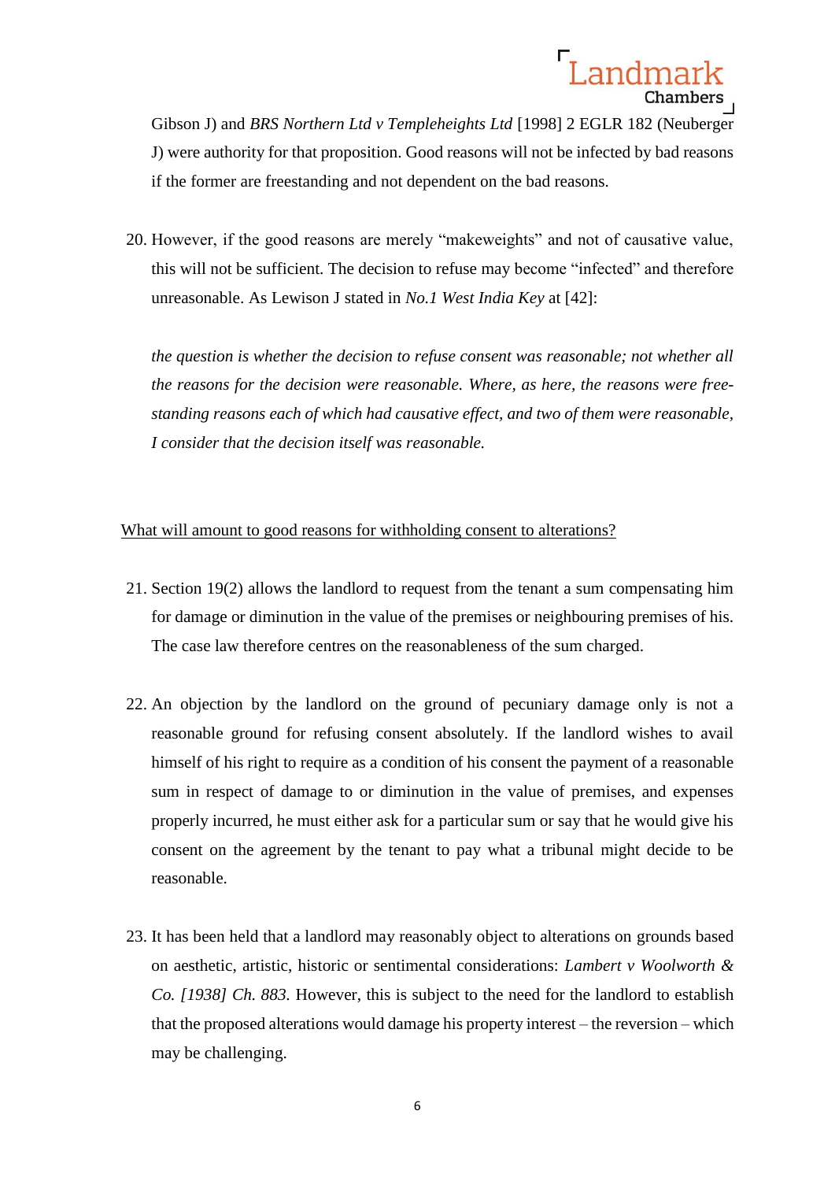Gibson J) and *BRS Northern Ltd v Templeheights Ltd* [1998] 2 EGLR 182 (Neuberger J) were authority for that proposition. Good reasons will not be infected by bad reasons if the former are freestanding and not dependent on the bad reasons.

20. However, if the good reasons are merely "makeweights" and not of causative value, this will not be sufficient. The decision to refuse may become "infected" and therefore unreasonable. As Lewison J stated in *No.1 West India Key* at [42]:

    *the question is whether the decision to refuse consent was reasonable; not whether all the reasons for the decision were reasonable. Where, as here, the reasons were free-standing reasons each of which had causative effect, and two of them were reasonable, I consider that the decision itself was reasonable.*

<u>What will amount to good reasons for withholding consent to alterations?</u>

21. Section 19(2) allows the landlord to request from the tenant a sum compensating him for damage or diminution in the value of the premises or neighbouring premises of his. The case law therefore centres on the reasonableness of the sum charged.

22. An objection by the landlord on the ground of pecuniary damage only is not a reasonable ground for refusing consent absolutely. If the landlord wishes to avail himself of his right to require as a condition of his consent the payment of a reasonable sum in respect of damage to or diminution in the value of premises, and expenses properly incurred, he must either ask for a particular sum or say that he would give his consent on the agreement by the tenant to pay what a tribunal might decide to be reasonable.

23. It has been held that a landlord may reasonably object to alterations on grounds based on aesthetic, artistic, historic or sentimental considerations: *Lambert v Woolworth & Co. [1938] Ch. 883.* However, this is subject to the need for the landlord to establish that the proposed alterations would damage his property interest – the reversion – which may be challenging.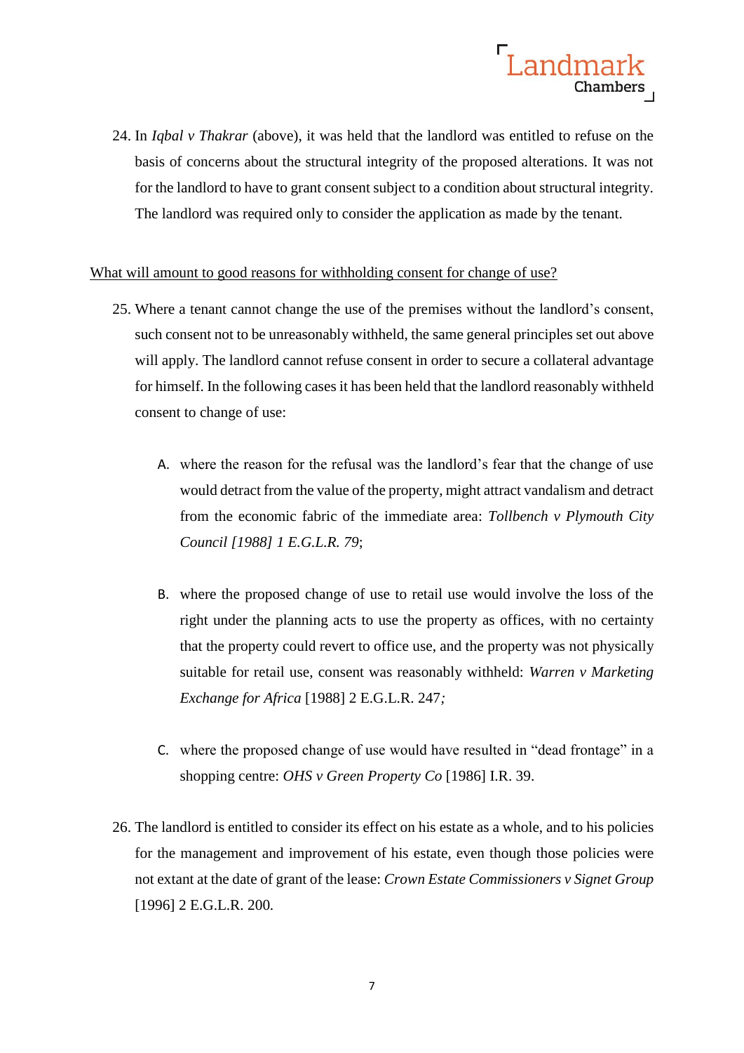24. In *Iqbal v Thakrar* (above), it was held that the landlord was entitled to refuse on the basis of concerns about the structural integrity of the proposed alterations. It was not for the landlord to have to grant consent subject to a condition about structural integrity. The landlord was required only to consider the application as made by the tenant.

<u>What will amount to good reasons for withholding consent for change of use?</u>

25. Where a tenant cannot change the use of the premises without the landlord's consent, such consent not to be unreasonably withheld, the same general principles set out above will apply. The landlord cannot refuse consent in order to secure a collateral advantage for himself. In the following cases it has been held that the landlord reasonably withheld consent to change of use:

    A. where the reason for the refusal was the landlord's fear that the change of use would detract from the value of the property, might attract vandalism and detract from the economic fabric of the immediate area: *Tollbench v Plymouth City Council [1988] 1 E.G.L.R. 79*;

    B. where the proposed change of use to retail use would involve the loss of the right under the planning acts to use the property as offices, with no certainty that the property could revert to office use, and the property was not physically suitable for retail use, consent was reasonably withheld: *Warren v Marketing Exchange for Africa* [1988] 2 E.G.L.R. 247*;*

    C. where the proposed change of use would have resulted in "dead frontage" in a shopping centre: *OHS v Green Property Co* [1986] I.R. 39.

26. The landlord is entitled to consider its effect on his estate as a whole, and to his policies for the management and improvement of his estate, even though those policies were not extant at the date of grant of the lease: *Crown Estate Commissioners v Signet Group* [1996] 2 E.G.L.R. 200.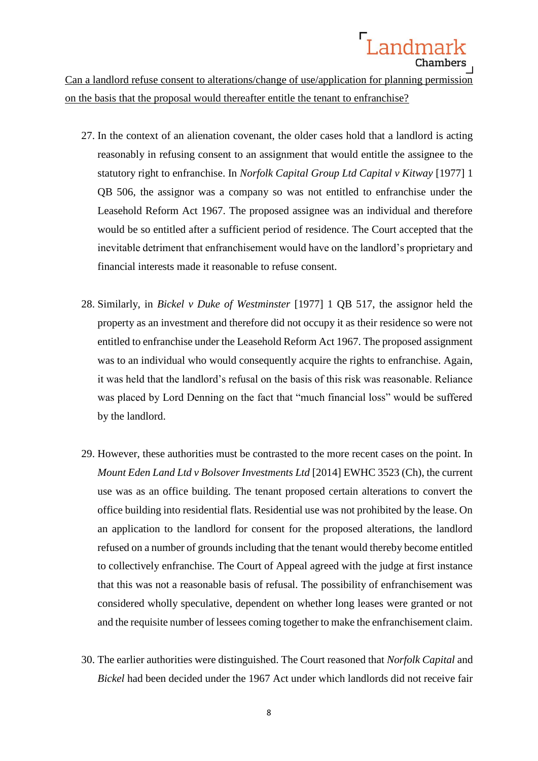<u>Can a landlord refuse consent to alterations/change of use/application for planning permission on the basis that the proposal would thereafter entitle the tenant to enfranchise?</u>

27. In the context of an alienation covenant, the older cases hold that a landlord is acting reasonably in refusing consent to an assignment that would entitle the assignee to the statutory right to enfranchise. In *Norfolk Capital Group Ltd Capital v Kitway* [1977] 1 QB 506, the assignor was a company so was not entitled to enfranchise under the Leasehold Reform Act 1967. The proposed assignee was an individual and therefore would be so entitled after a sufficient period of residence. The Court accepted that the inevitable detriment that enfranchisement would have on the landlord's proprietary and financial interests made it reasonable to refuse consent.

28. Similarly, in *Bickel v Duke of Westminster* [1977] 1 QB 517, the assignor held the property as an investment and therefore did not occupy it as their residence so were not entitled to enfranchise under the Leasehold Reform Act 1967. The proposed assignment was to an individual who would consequently acquire the rights to enfranchise. Again, it was held that the landlord's refusal on the basis of this risk was reasonable. Reliance was placed by Lord Denning on the fact that "much financial loss" would be suffered by the landlord.

29. However, these authorities must be contrasted to the more recent cases on the point. In *Mount Eden Land Ltd v Bolsover Investments Ltd* [2014] EWHC 3523 (Ch), the current use was as an office building. The tenant proposed certain alterations to convert the office building into residential flats. Residential use was not prohibited by the lease. On an application to the landlord for consent for the proposed alterations, the landlord refused on a number of grounds including that the tenant would thereby become entitled to collectively enfranchise. The Court of Appeal agreed with the judge at first instance that this was not a reasonable basis of refusal. The possibility of enfranchisement was considered wholly speculative, dependent on whether long leases were granted or not and the requisite number of lessees coming together to make the enfranchisement claim.

30. The earlier authorities were distinguished. The Court reasoned that *Norfolk Capital* and *Bickel* had been decided under the 1967 Act under which landlords did not receive fair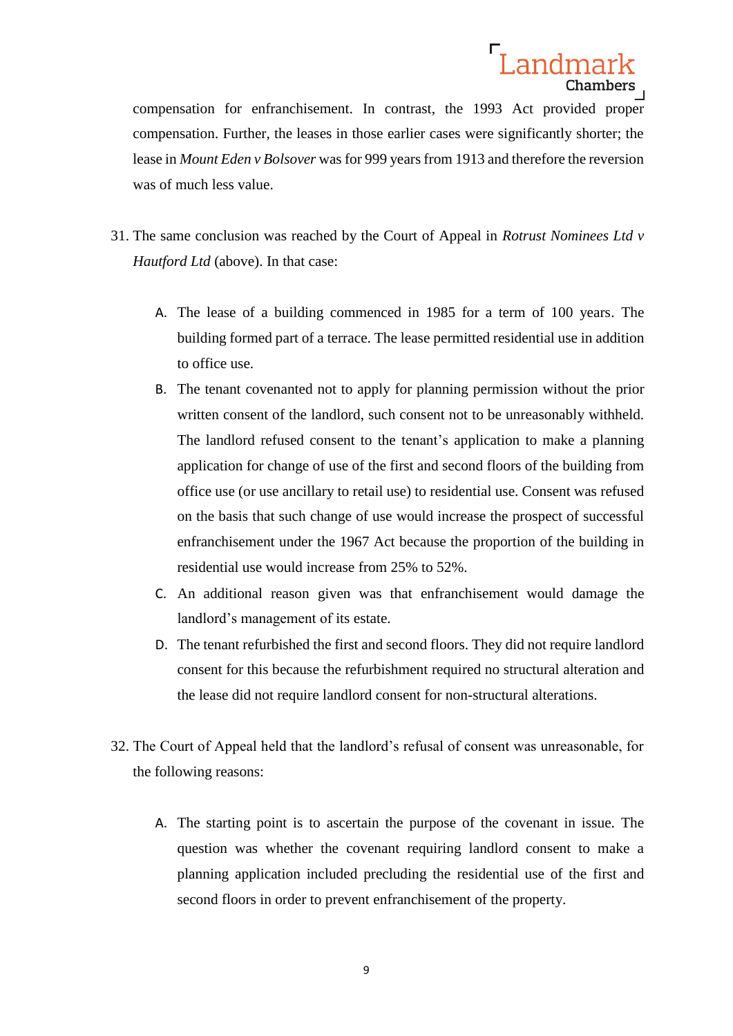compensation for enfranchisement. In contrast, the 1993 Act provided proper compensation. Further, the leases in those earlier cases were significantly shorter; the lease in *Mount Eden v Bolsover* was for 999 years from 1913 and therefore the reversion was of much less value.

31. The same conclusion was reached by the Court of Appeal in *Rotrust Nominees Ltd v Hautford Ltd* (above). In that case:

    A. The lease of a building commenced in 1985 for a term of 100 years. The building formed part of a terrace. The lease permitted residential use in addition to office use.

    B. The tenant covenanted not to apply for planning permission without the prior written consent of the landlord, such consent not to be unreasonably withheld. The landlord refused consent to the tenant's application to make a planning application for change of use of the first and second floors of the building from office use (or use ancillary to retail use) to residential use. Consent was refused on the basis that such change of use would increase the prospect of successful enfranchisement under the 1967 Act because the proportion of the building in residential use would increase from 25% to 52%.

    C. An additional reason given was that enfranchisement would damage the landlord's management of its estate.

    D. The tenant refurbished the first and second floors. They did not require landlord consent for this because the refurbishment required no structural alteration and the lease did not require landlord consent for non-structural alterations.

32. The Court of Appeal held that the landlord's refusal of consent was unreasonable, for the following reasons:

    A. The starting point is to ascertain the purpose of the covenant in issue. The question was whether the covenant requiring landlord consent to make a planning application included precluding the residential use of the first and second floors in order to prevent enfranchisement of the property.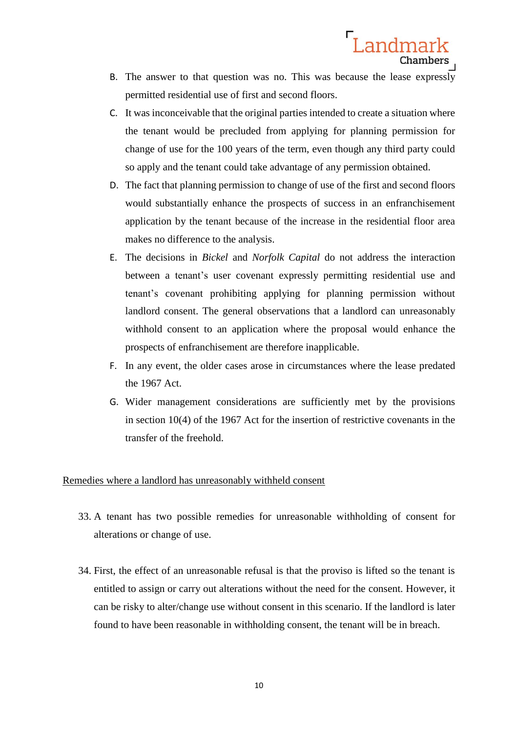B. The answer to that question was no. This was because the lease expressly permitted residential use of first and second floors.

C. It was inconceivable that the original parties intended to create a situation where the tenant would be precluded from applying for planning permission for change of use for the 100 years of the term, even though any third party could so apply and the tenant could take advantage of any permission obtained.

D. The fact that planning permission to change of use of the first and second floors would substantially enhance the prospects of success in an enfranchisement application by the tenant because of the increase in the residential floor area makes no difference to the analysis.

E. The decisions in *Bickel* and *Norfolk Capital* do not address the interaction between a tenant's user covenant expressly permitting residential use and tenant's covenant prohibiting applying for planning permission without landlord consent. The general observations that a landlord can unreasonably withhold consent to an application where the proposal would enhance the prospects of enfranchisement are therefore inapplicable.

F. In any event, the older cases arose in circumstances where the lease predated the 1967 Act.

G. Wider management considerations are sufficiently met by the provisions in section 10(4) of the 1967 Act for the insertion of restrictive covenants in the transfer of the freehold.

<u>Remedies where a landlord has unreasonably withheld consent</u>

33. A tenant has two possible remedies for unreasonable withholding of consent for alterations or change of use.

34. First, the effect of an unreasonable refusal is that the proviso is lifted so the tenant is entitled to assign or carry out alterations without the need for the consent. However, it can be risky to alter/change use without consent in this scenario. If the landlord is later found to have been reasonable in withholding consent, the tenant will be in breach.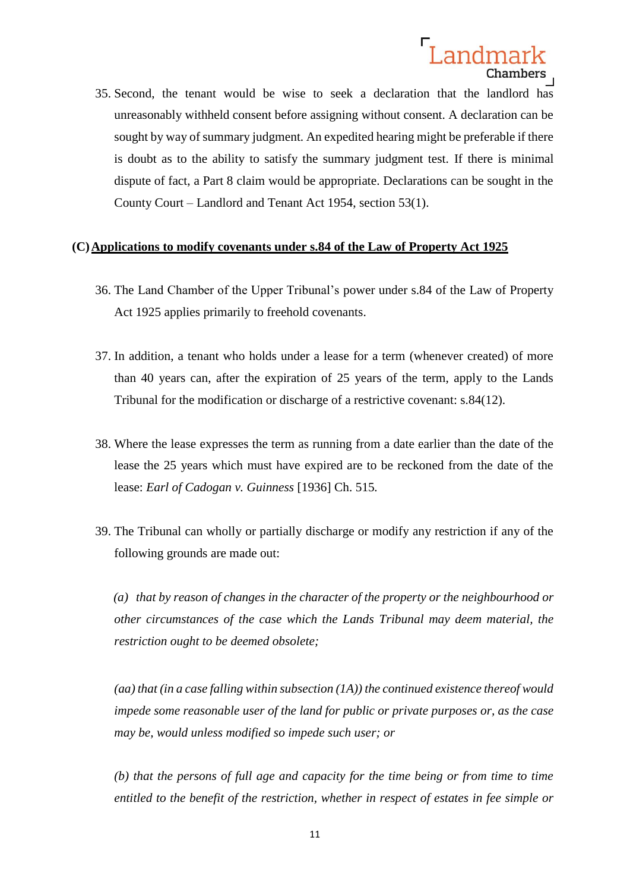35. Second, the tenant would be wise to seek a declaration that the landlord has unreasonably withheld consent before assigning without consent. A declaration can be sought by way of summary judgment. An expedited hearing might be preferable if there is doubt as to the ability to satisfy the summary judgment test. If there is minimal dispute of fact, a Part 8 claim would be appropriate. Declarations can be sought in the County Court – Landlord and Tenant Act 1954, section 53(1).

## (C) Applications to modify covenants under s.84 of the Law of Property Act 1925

36. The Land Chamber of the Upper Tribunal's power under s.84 of the Law of Property Act 1925 applies primarily to freehold covenants.

37. In addition, a tenant who holds under a lease for a term (whenever created) of more than 40 years can, after the expiration of 25 years of the term, apply to the Lands Tribunal for the modification or discharge of a restrictive covenant: s.84(12).

38. Where the lease expresses the term as running from a date earlier than the date of the lease the 25 years which must have expired are to be reckoned from the date of the lease: *Earl of Cadogan v. Guinness* [1936] Ch. 515.

39. The Tribunal can wholly or partially discharge or modify any restriction if any of the following grounds are made out:

*(a) that by reason of changes in the character of the property or the neighbourhood or other circumstances of the case which the Lands Tribunal may deem material, the restriction ought to be deemed obsolete;*

*(aa) that (in a case falling within subsection (1A)) the continued existence thereof would impede some reasonable user of the land for public or private purposes or, as the case may be, would unless modified so impede such user; or*

*(b) that the persons of full age and capacity for the time being or from time to time entitled to the benefit of the restriction, whether in respect of estates in fee simple or*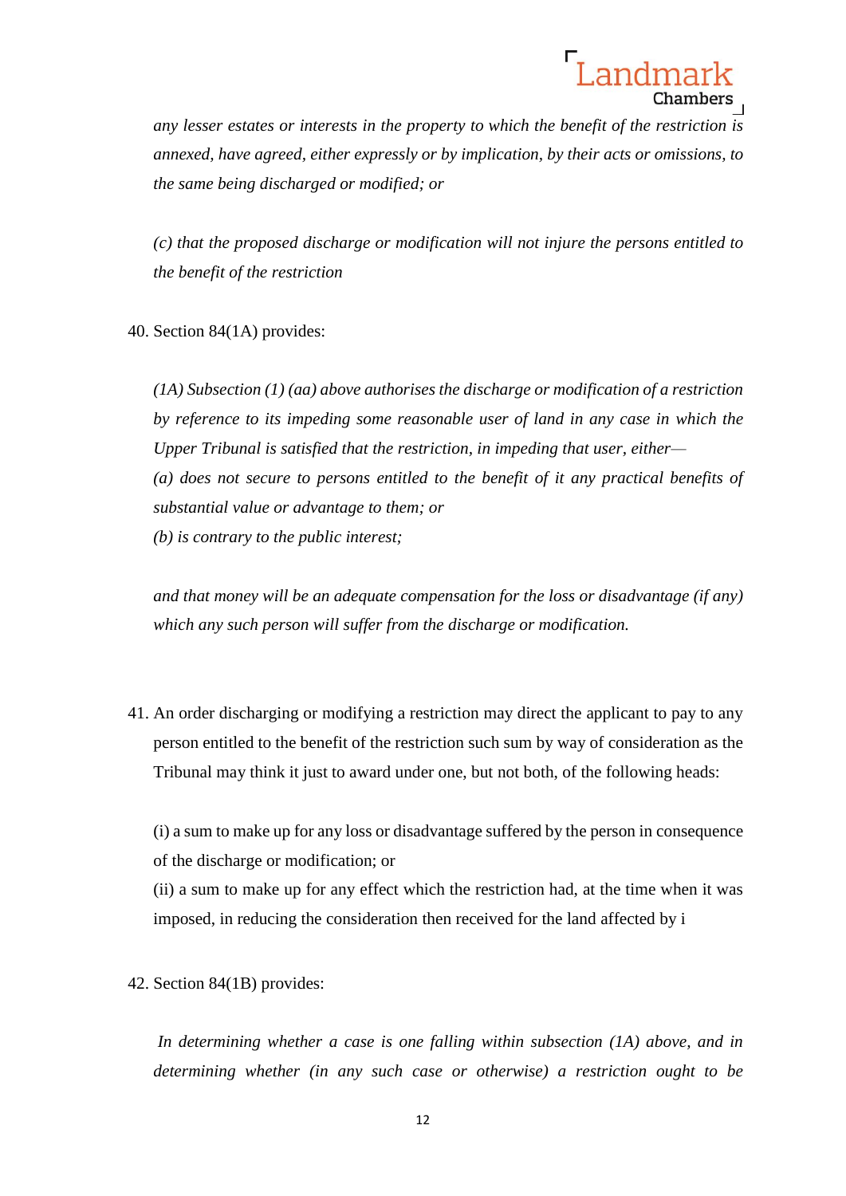*any lesser estates or interests in the property to which the benefit of the restriction is annexed, have agreed, either expressly or by implication, by their acts or omissions, to the same being discharged or modified; or*

*(c) that the proposed discharge or modification will not injure the persons entitled to the benefit of the restriction*

40. Section 84(1A) provides:

*(1A) Subsection (1) (aa) above authorises the discharge or modification of a restriction by reference to its impeding some reasonable user of land in any case in which the Upper Tribunal is satisfied that the restriction, in impeding that user, either—*
*(a) does not secure to persons entitled to the benefit of it any practical benefits of substantial value or advantage to them; or*
*(b) is contrary to the public interest;*

*and that money will be an adequate compensation for the loss or disadvantage (if any) which any such person will suffer from the discharge or modification.*

41. An order discharging or modifying a restriction may direct the applicant to pay to any person entitled to the benefit of the restriction such sum by way of consideration as the Tribunal may think it just to award under one, but not both, of the following heads:

(i) a sum to make up for any loss or disadvantage suffered by the person in consequence of the discharge or modification; or
(ii) a sum to make up for any effect which the restriction had, at the time when it was imposed, in reducing the consideration then received for the land affected by i

42. Section 84(1B) provides:

*In determining whether a case is one falling within subsection (1A) above, and in determining whether (in any such case or otherwise) a restriction ought to be*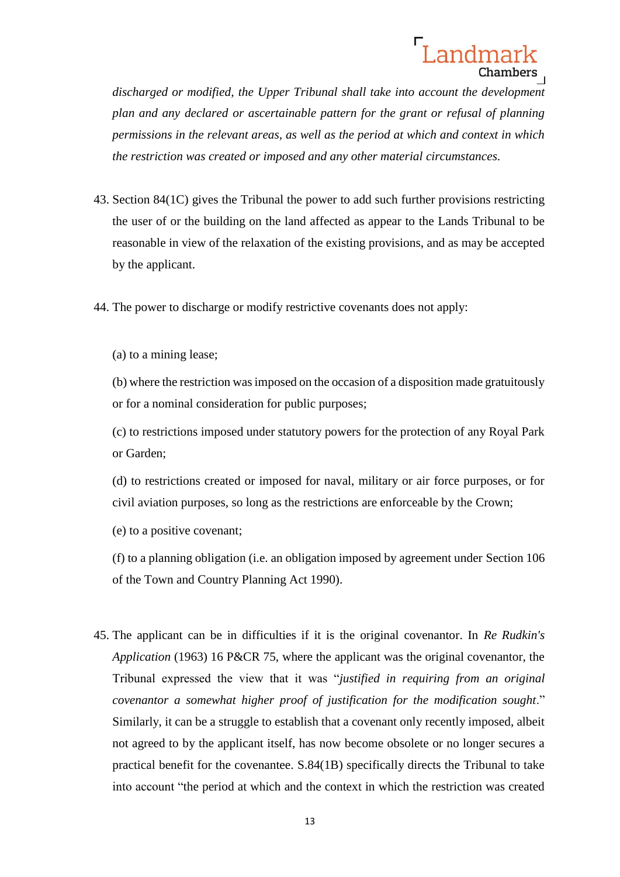*discharged or modified, the Upper Tribunal shall take into account the development plan and any declared or ascertainable pattern for the grant or refusal of planning permissions in the relevant areas, as well as the period at which and context in which the restriction was created or imposed and any other material circumstances.*

43. Section 84(1C) gives the Tribunal the power to add such further provisions restricting the user of or the building on the land affected as appear to the Lands Tribunal to be reasonable in view of the relaxation of the existing provisions, and as may be accepted by the applicant.

44. The power to discharge or modify restrictive covenants does not apply:

    (a) to a mining lease;

    (b) where the restriction was imposed on the occasion of a disposition made gratuitously or for a nominal consideration for public purposes;

    (c) to restrictions imposed under statutory powers for the protection of any Royal Park or Garden;

    (d) to restrictions created or imposed for naval, military or air force purposes, or for civil aviation purposes, so long as the restrictions are enforceable by the Crown;

    (e) to a positive covenant;

    (f) to a planning obligation (i.e. an obligation imposed by agreement under Section 106 of the Town and Country Planning Act 1990).

45. The applicant can be in difficulties if it is the original covenantor. In *Re Rudkin's Application* (1963) 16 P&CR 75, where the applicant was the original covenantor, the Tribunal expressed the view that it was "*justified in requiring from an original covenantor a somewhat higher proof of justification for the modification sought*." Similarly, it can be a struggle to establish that a covenant only recently imposed, albeit not agreed to by the applicant itself, has now become obsolete or no longer secures a practical benefit for the covenantee. S.84(1B) specifically directs the Tribunal to take into account "the period at which and the context in which the restriction was created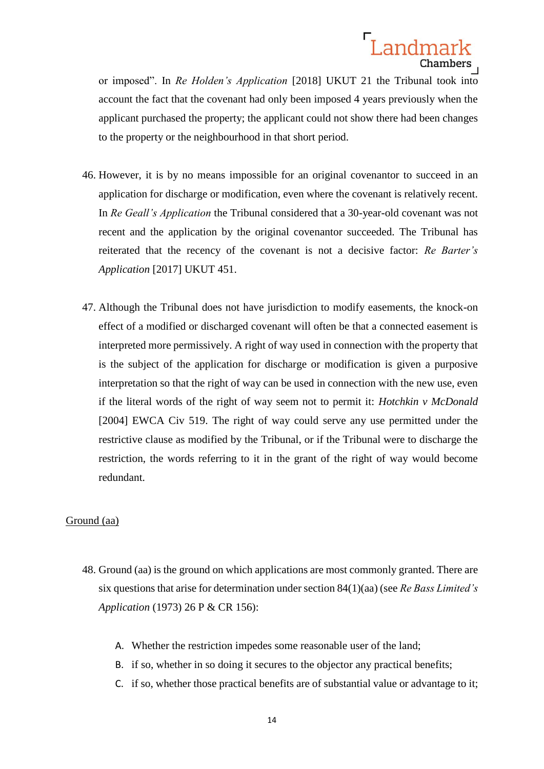or imposed". In *Re Holden's Application* [2018] UKUT 21 the Tribunal took into account the fact that the covenant had only been imposed 4 years previously when the applicant purchased the property; the applicant could not show there had been changes to the property or the neighbourhood in that short period.

46. However, it is by no means impossible for an original covenantor to succeed in an application for discharge or modification, even where the covenant is relatively recent. In *Re Geall's Application* the Tribunal considered that a 30-year-old covenant was not recent and the application by the original covenantor succeeded. The Tribunal has reiterated that the recency of the covenant is not a decisive factor: *Re Barter's Application* [2017] UKUT 451.

47. Although the Tribunal does not have jurisdiction to modify easements, the knock-on effect of a modified or discharged covenant will often be that a connected easement is interpreted more permissively. A right of way used in connection with the property that is the subject of the application for discharge or modification is given a purposive interpretation so that the right of way can be used in connection with the new use, even if the literal words of the right of way seem not to permit it: *Hotchkin v McDonald* [2004] EWCA Civ 519. The right of way could serve any use permitted under the restrictive clause as modified by the Tribunal, or if the Tribunal were to discharge the restriction, the words referring to it in the grant of the right of way would become redundant.

<u>Ground (aa)</u>

48. Ground (aa) is the ground on which applications are most commonly granted. There are six questions that arise for determination under section 84(1)(aa) (see *Re Bass Limited's Application* (1973) 26 P & CR 156):

    A. Whether the restriction impedes some reasonable user of the land;
    B. if so, whether in so doing it secures to the objector any practical benefits;
    C. if so, whether those practical benefits are of substantial value or advantage to it;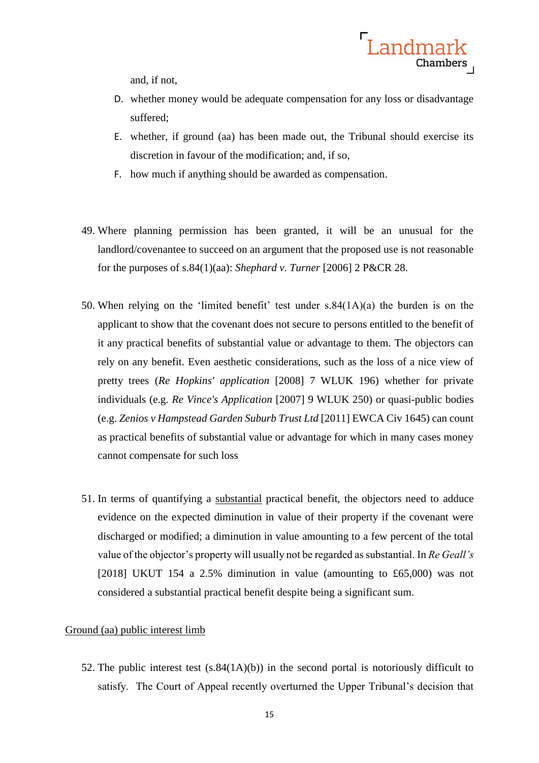and, if not,

D. whether money would be adequate compensation for any loss or disadvantage suffered;

E. whether, if ground (aa) has been made out, the Tribunal should exercise its discretion in favour of the modification; and, if so,

F. how much if anything should be awarded as compensation.

49. Where planning permission has been granted, it will be an unusual for the landlord/covenantee to succeed on an argument that the proposed use is not reasonable for the purposes of s.84(1)(aa): *Shephard v. Turner* [2006] 2 P&CR 28.

50. When relying on the 'limited benefit' test under s.84(1A)(a) the burden is on the applicant to show that the covenant does not secure to persons entitled to the benefit of it any practical benefits of substantial value or advantage to them. The objectors can rely on any benefit. Even aesthetic considerations, such as the loss of a nice view of pretty trees (*Re Hopkins' application* [2008] 7 WLUK 196) whether for private individuals (e.g. *Re Vince's Application* [2007] 9 WLUK 250) or quasi-public bodies (e.g. *Zenios v Hampstead Garden Suburb Trust Ltd* [2011] EWCA Civ 1645) can count as practical benefits of substantial value or advantage for which in many cases money cannot compensate for such loss

51. In terms of quantifying a <u>substantial</u> practical benefit, the objectors need to adduce evidence on the expected diminution in value of their property if the covenant were discharged or modified; a diminution in value amounting to a few percent of the total value of the objector's property will usually not be regarded as substantial. In *Re Geall's* [2018] UKUT 154 a 2.5% diminution in value (amounting to £65,000) was not considered a substantial practical benefit despite being a significant sum.

<u>Ground (aa) public interest limb</u>

52. The public interest test (s.84(1A)(b)) in the second portal is notoriously difficult to satisfy. The Court of Appeal recently overturned the Upper Tribunal's decision that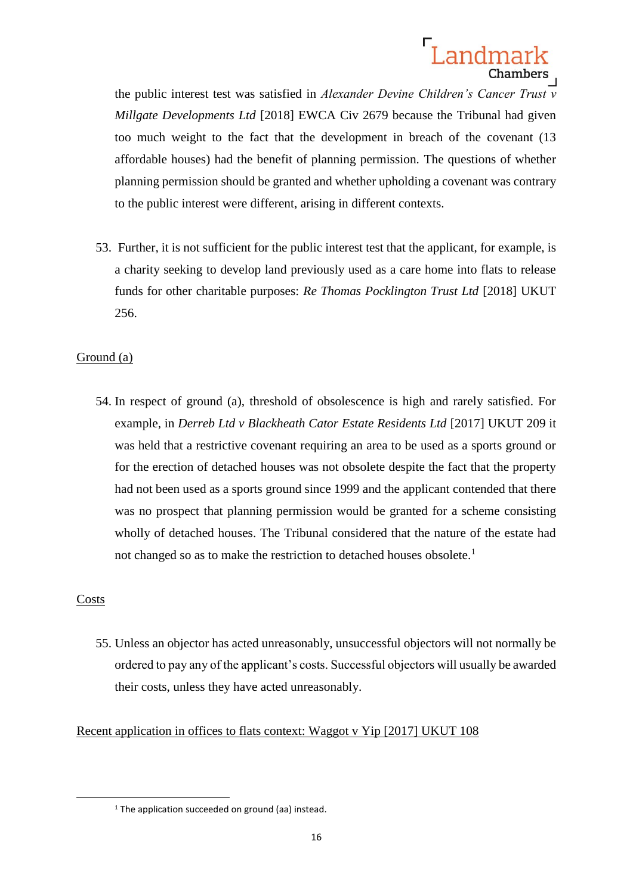the public interest test was satisfied in *Alexander Devine Children's Cancer Trust v Millgate Developments Ltd* [2018] EWCA Civ 2679 because the Tribunal had given too much weight to the fact that the development in breach of the covenant (13 affordable houses) had the benefit of planning permission. The questions of whether planning permission should be granted and whether upholding a covenant was contrary to the public interest were different, arising in different contexts.

53. Further, it is not sufficient for the public interest test that the applicant, for example, is a charity seeking to develop land previously used as a care home into flats to release funds for other charitable purposes: *Re Thomas Pocklington Trust Ltd* [2018] UKUT 256.

<u>Ground (a)</u>

54. In respect of ground (a), threshold of obsolescence is high and rarely satisfied. For example, in *Derreb Ltd v Blackheath Cator Estate Residents Ltd* [2017] UKUT 209 it was held that a restrictive covenant requiring an area to be used as a sports ground or for the erection of detached houses was not obsolete despite the fact that the property had not been used as a sports ground since 1999 and the applicant contended that there was no prospect that planning permission would be granted for a scheme consisting wholly of detached houses. The Tribunal considered that the nature of the estate had not changed so as to make the restriction to detached houses obsolete.[1]

<u>Costs</u>

55. Unless an objector has acted unreasonably, unsuccessful objectors will not normally be ordered to pay any of the applicant's costs. Successful objectors will usually be awarded their costs, unless they have acted unreasonably.

<u>Recent application in offices to flats context: Waggot v Yip [2017] UKUT 108</u>

---

[1] The application succeeded on ground (aa) instead.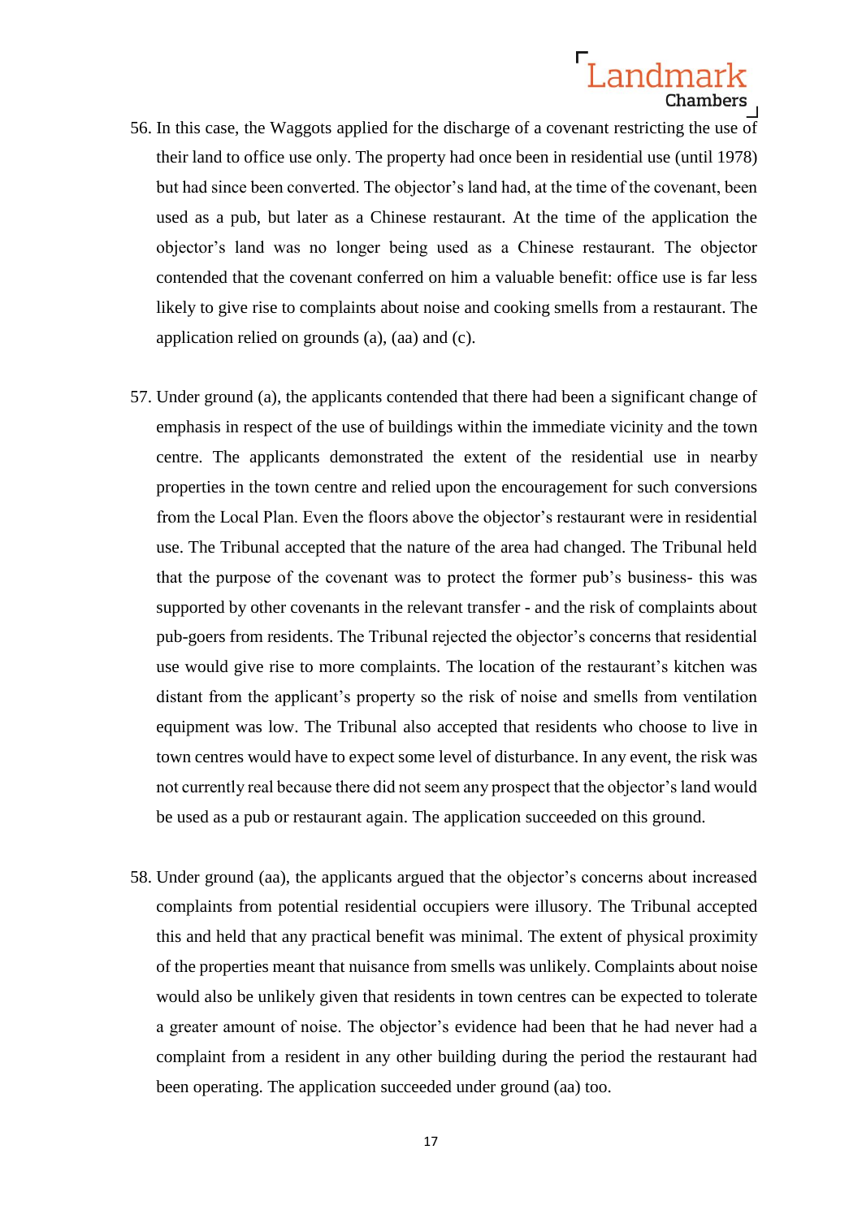56. In this case, the Waggots applied for the discharge of a covenant restricting the use of their land to office use only. The property had once been in residential use (until 1978) but had since been converted. The objector's land had, at the time of the covenant, been used as a pub, but later as a Chinese restaurant. At the time of the application the objector's land was no longer being used as a Chinese restaurant. The objector contended that the covenant conferred on him a valuable benefit: office use is far less likely to give rise to complaints about noise and cooking smells from a restaurant. The application relied on grounds (a), (aa) and (c).

57. Under ground (a), the applicants contended that there had been a significant change of emphasis in respect of the use of buildings within the immediate vicinity and the town centre. The applicants demonstrated the extent of the residential use in nearby properties in the town centre and relied upon the encouragement for such conversions from the Local Plan. Even the floors above the objector's restaurant were in residential use. The Tribunal accepted that the nature of the area had changed. The Tribunal held that the purpose of the covenant was to protect the former pub's business- this was supported by other covenants in the relevant transfer - and the risk of complaints about pub-goers from residents. The Tribunal rejected the objector's concerns that residential use would give rise to more complaints. The location of the restaurant's kitchen was distant from the applicant's property so the risk of noise and smells from ventilation equipment was low. The Tribunal also accepted that residents who choose to live in town centres would have to expect some level of disturbance. In any event, the risk was not currently real because there did not seem any prospect that the objector's land would be used as a pub or restaurant again. The application succeeded on this ground.

58. Under ground (aa), the applicants argued that the objector's concerns about increased complaints from potential residential occupiers were illusory. The Tribunal accepted this and held that any practical benefit was minimal. The extent of physical proximity of the properties meant that nuisance from smells was unlikely. Complaints about noise would also be unlikely given that residents in town centres can be expected to tolerate a greater amount of noise. The objector's evidence had been that he had never had a complaint from a resident in any other building during the period the restaurant had been operating. The application succeeded under ground (aa) too.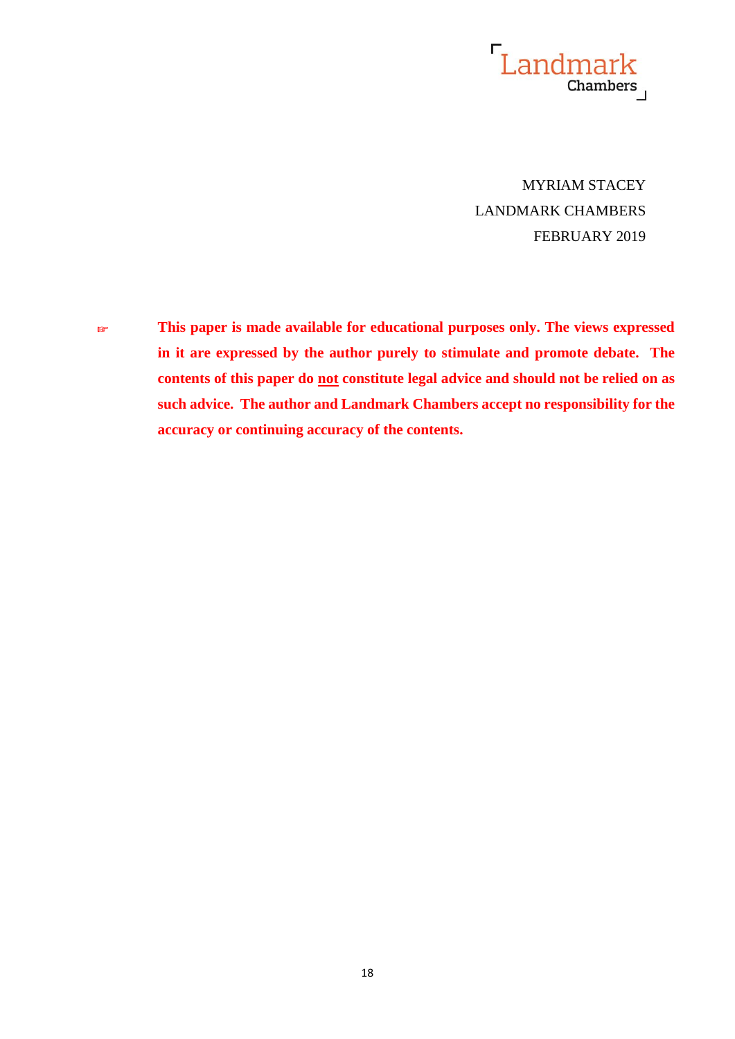Landmark Chambers

MYRIAM STACEY
LANDMARK CHAMBERS
FEBRUARY 2019

☞ **This paper is made available for educational purposes only. The views expressed in it are expressed by the author purely to stimulate and promote debate. The contents of this paper do not constitute legal advice and should not be relied on as such advice. The author and Landmark Chambers accept no responsibility for the accuracy or continuing accuracy of the contents.**